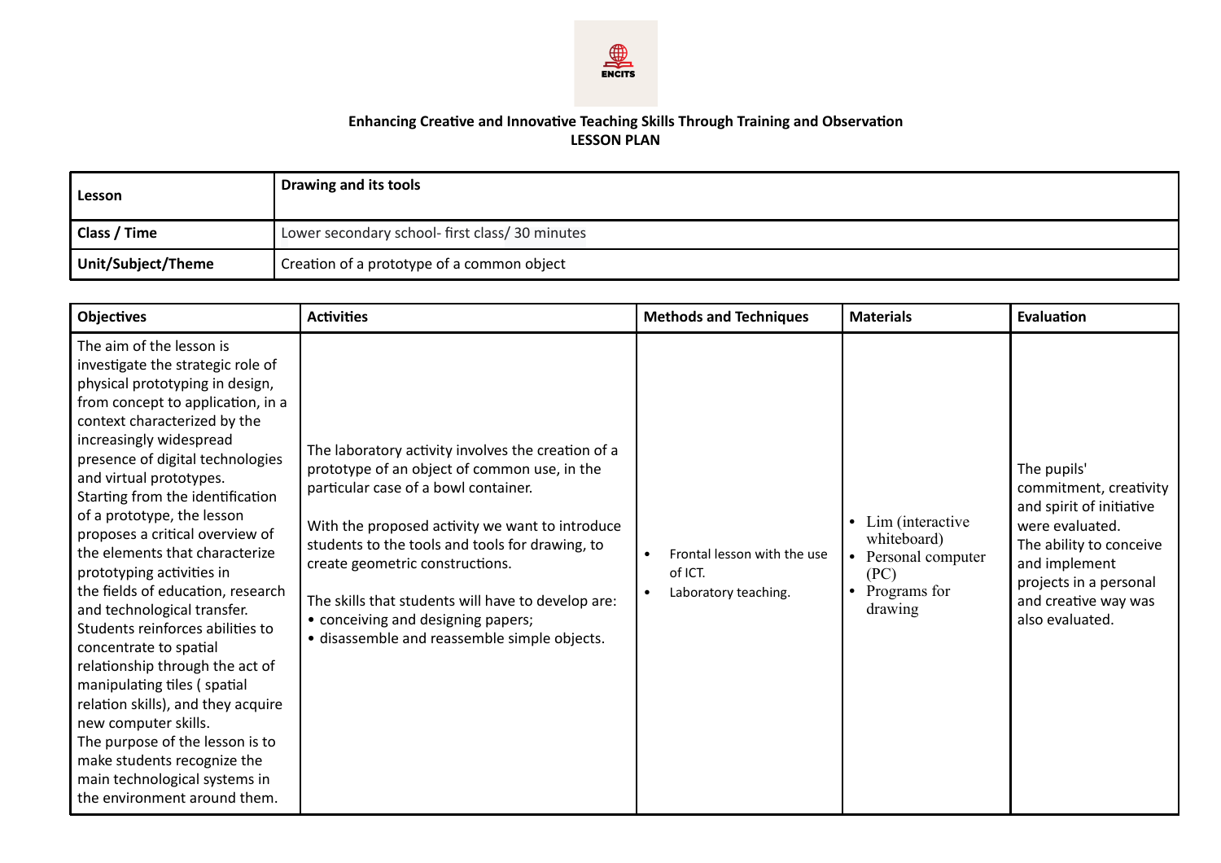ENCITS

**Enhancing Creative and Innovative Teaching Skills Through Training and Observation**
**LESSON PLAN**

| **Lesson** | **Drawing and its tools** |
|---|---|
| **Class / Time** | Lower secondary school- first class/ 30 minutes |
| **Unit/Subject/Theme** | Creation of a prototype of a common object |

| **Objectives** | **Activities** | **Methods and Techniques** | **Materials** | **Evaluation** |
|---|---|---|---|---|
| The aim of the lesson is investigate the strategic role of physical prototyping in design, from concept to application, in a context characterized by the increasingly widespread presence of digital technologies and virtual prototypes. Starting from the identification of a prototype, the lesson proposes a critical overview of the elements that characterize prototyping activities in the fields of education, research and technological transfer. Students reinforces abilities to concentrate to spatial relationship through the act of manipulating tiles ( spatial relation skills), and they acquire new computer skills. The purpose of the lesson is to make students recognize the main technological systems in the environment around them. | The laboratory activity involves the creation of a prototype of an object of common use, in the particular case of a bowl container.<br><br>With the proposed activity we want to introduce students to the tools and tools for drawing, to create geometric constructions.<br><br>The skills that students will have to develop are:<br>• conceiving and designing papers;<br>• disassemble and reassemble simple objects. | • Frontal lesson with the use of ICT.<br>• Laboratory teaching. | • Lim (interactive whiteboard)<br>• Personal computer (PC)<br>• Programs for drawing | The pupils' commitment, creativity and spirit of initiative were evaluated.<br>The ability to conceive and implement projects in a personal and creative way was also evaluated. |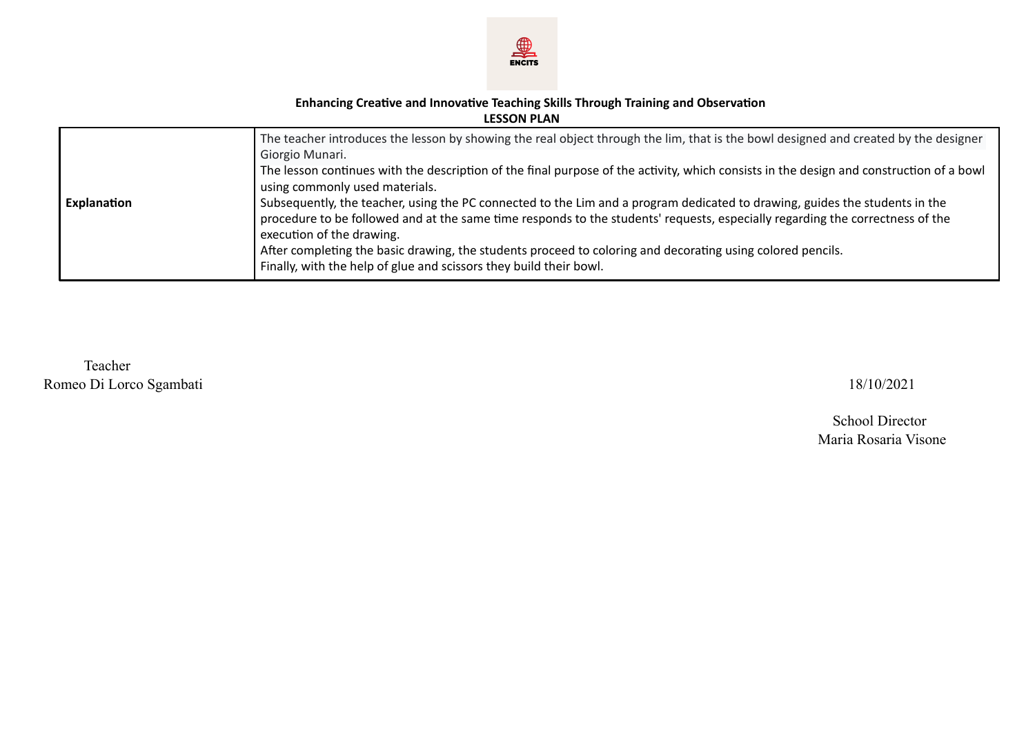ENCITS

**Enhancing Creative and Innovative Teaching Skills Through Training and Observation**

**LESSON PLAN**

| | |
|---|---|
| **Explanation** | The teacher introduces the lesson by showing the real object through the lim, that is the bowl designed and created by the designer Giorgio Munari.<br>The lesson continues with the description of the final purpose of the activity, which consists in the design and construction of a bowl using commonly used materials.<br>Subsequently, the teacher, using the PC connected to the Lim and a program dedicated to drawing, guides the students in the procedure to be followed and at the same time responds to the students' requests, especially regarding the correctness of the execution of the drawing.<br>After completing the basic drawing, the students proceed to coloring and decorating using colored pencils.<br>Finally, with the help of glue and scissors they build their bowl. |

Teacher
Romeo Di Lorco Sgambati

18/10/2021

School Director
Maria Rosaria Visone